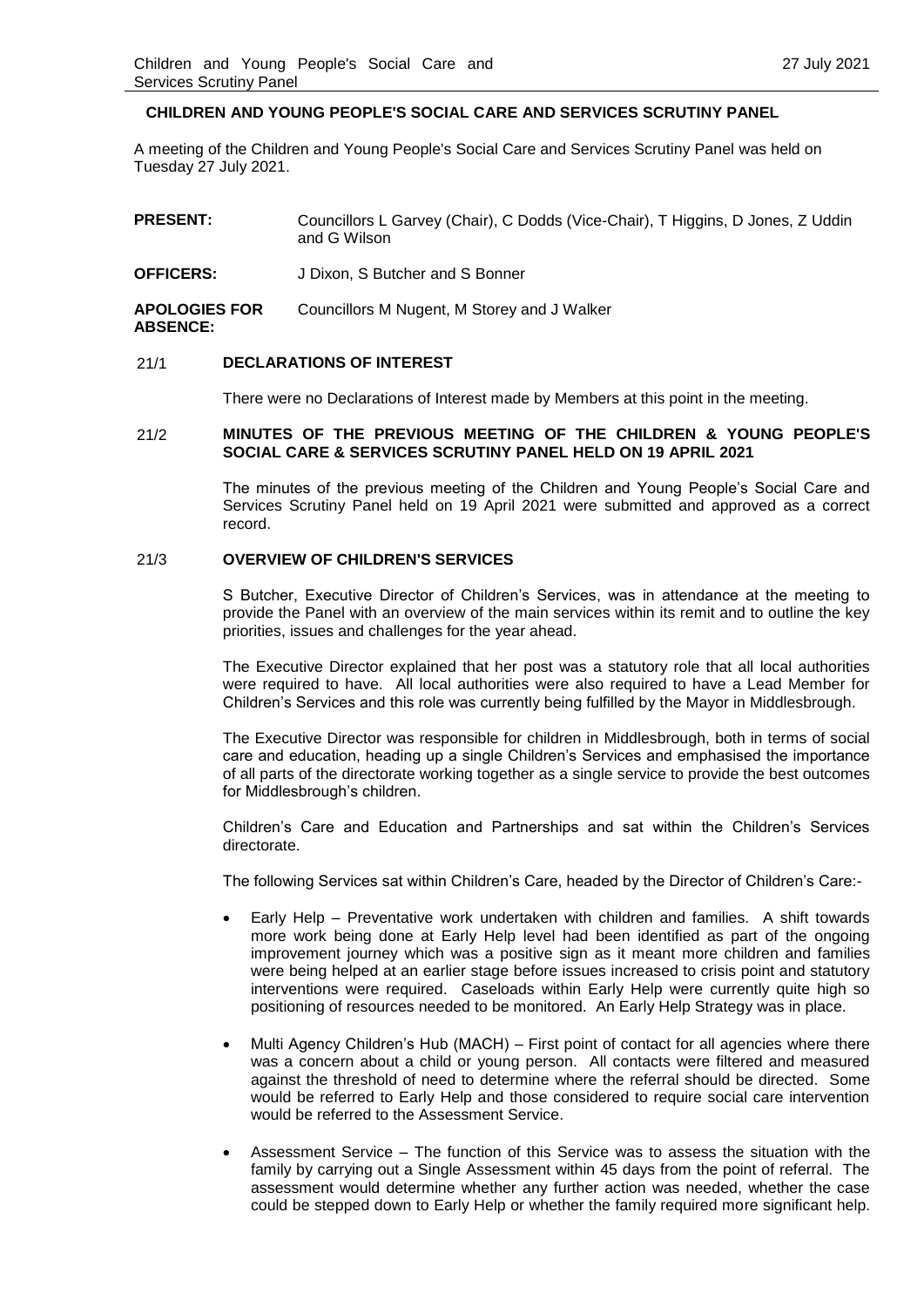**CHILDREN AND YOUNG PEOPLE'S SOCIAL CARE AND SERVICES SCRUTINY PANEL**

A meeting of the Children and Young People's Social Care and Services Scrutiny Panel was held on Tuesday 27 July 2021.

| | |
|---|---|
| **PRESENT:** | Councillors L Garvey (Chair), C Dodds (Vice-Chair), T Higgins, D Jones, Z Uddin and G Wilson |
| **OFFICERS:** | J Dixon, S Butcher and S Bonner |
| **APOLOGIES FOR ABSENCE:** | Councillors M Nugent, M Storey and J Walker |

21/1 **DECLARATIONS OF INTEREST**

There were no Declarations of Interest made by Members at this point in the meeting.

21/2 **MINUTES OF THE PREVIOUS MEETING OF THE CHILDREN & YOUNG PEOPLE'S SOCIAL CARE & SERVICES SCRUTINY PANEL HELD ON 19 APRIL 2021**

The minutes of the previous meeting of the Children and Young People's Social Care and Services Scrutiny Panel held on 19 April 2021 were submitted and approved as a correct record.

21/3 **OVERVIEW OF CHILDREN'S SERVICES**

S Butcher, Executive Director of Children's Services, was in attendance at the meeting to provide the Panel with an overview of the main services within its remit and to outline the key priorities, issues and challenges for the year ahead.

The Executive Director explained that her post was a statutory role that all local authorities were required to have. All local authorities were also required to have a Lead Member for Children's Services and this role was currently being fulfilled by the Mayor in Middlesbrough.

The Executive Director was responsible for children in Middlesbrough, both in terms of social care and education, heading up a single Children's Services and emphasised the importance of all parts of the directorate working together as a single service to provide the best outcomes for Middlesbrough's children.

Children's Care and Education and Partnerships and sat within the Children's Services directorate.

The following Services sat within Children's Care, headed by the Director of Children's Care:-

- Early Help – Preventative work undertaken with children and families. A shift towards more work being done at Early Help level had been identified as part of the ongoing improvement journey which was a positive sign as it meant more children and families were being helped at an earlier stage before issues increased to crisis point and statutory interventions were required. Caseloads within Early Help were currently quite high so positioning of resources needed to be monitored. An Early Help Strategy was in place.
- Multi Agency Children's Hub (MACH) – First point of contact for all agencies where there was a concern about a child or young person. All contacts were filtered and measured against the threshold of need to determine where the referral should be directed. Some would be referred to Early Help and those considered to require social care intervention would be referred to the Assessment Service.
- Assessment Service – The function of this Service was to assess the situation with the family by carrying out a Single Assessment within 45 days from the point of referral. The assessment would determine whether any further action was needed, whether the case could be stepped down to Early Help or whether the family required more significant help.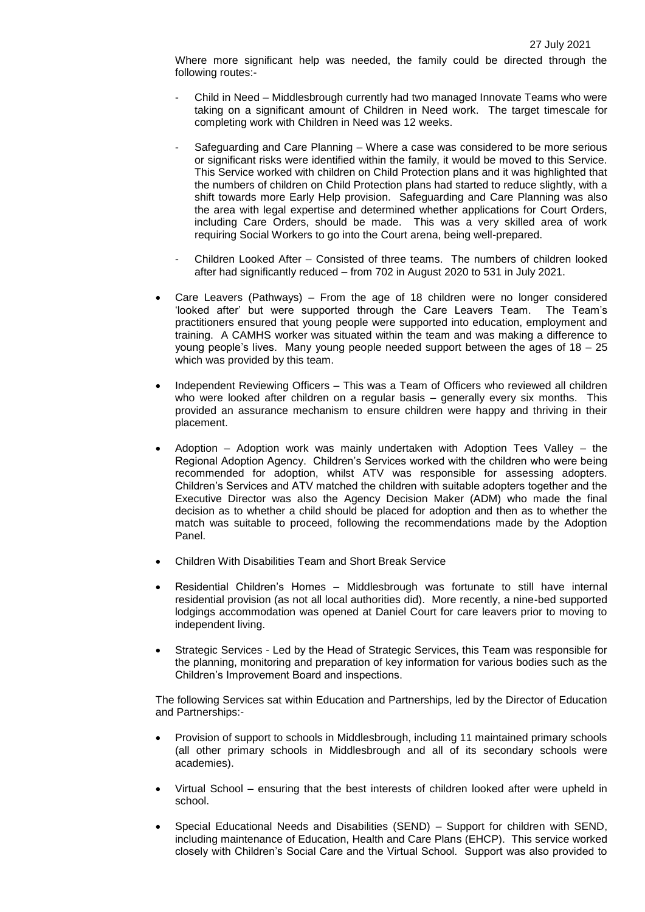Where more significant help was needed, the family could be directed through the following routes:-

- Child in Need – Middlesbrough currently had two managed Innovate Teams who were taking on a significant amount of Children in Need work. The target timescale for completing work with Children in Need was 12 weeks.

- Safeguarding and Care Planning – Where a case was considered to be more serious or significant risks were identified within the family, it would be moved to this Service. This Service worked with children on Child Protection plans and it was highlighted that the numbers of children on Child Protection plans had started to reduce slightly, with a shift towards more Early Help provision. Safeguarding and Care Planning was also the area with legal expertise and determined whether applications for Court Orders, including Care Orders, should be made. This was a very skilled area of work requiring Social Workers to go into the Court arena, being well-prepared.

- Children Looked After – Consisted of three teams. The numbers of children looked after had significantly reduced – from 702 in August 2020 to 531 in July 2021.

- Care Leavers (Pathways) – From the age of 18 children were no longer considered 'looked after' but were supported through the Care Leavers Team. The Team's practitioners ensured that young people were supported into education, employment and training. A CAMHS worker was situated within the team and was making a difference to young people's lives. Many young people needed support between the ages of 18 – 25 which was provided by this team.

- Independent Reviewing Officers – This was a Team of Officers who reviewed all children who were looked after children on a regular basis – generally every six months. This provided an assurance mechanism to ensure children were happy and thriving in their placement.

- Adoption – Adoption work was mainly undertaken with Adoption Tees Valley – the Regional Adoption Agency. Children's Services worked with the children who were being recommended for adoption, whilst ATV was responsible for assessing adopters. Children's Services and ATV matched the children with suitable adopters together and the Executive Director was also the Agency Decision Maker (ADM) who made the final decision as to whether a child should be placed for adoption and then as to whether the match was suitable to proceed, following the recommendations made by the Adoption Panel.

- Children With Disabilities Team and Short Break Service

- Residential Children's Homes – Middlesbrough was fortunate to still have internal residential provision (as not all local authorities did). More recently, a nine-bed supported lodgings accommodation was opened at Daniel Court for care leavers prior to moving to independent living.

- Strategic Services - Led by the Head of Strategic Services, this Team was responsible for the planning, monitoring and preparation of key information for various bodies such as the Children's Improvement Board and inspections.

The following Services sat within Education and Partnerships, led by the Director of Education and Partnerships:-

- Provision of support to schools in Middlesbrough, including 11 maintained primary schools (all other primary schools in Middlesbrough and all of its secondary schools were academies).

- Virtual School – ensuring that the best interests of children looked after were upheld in school.

- Special Educational Needs and Disabilities (SEND) – Support for children with SEND, including maintenance of Education, Health and Care Plans (EHCP). This service worked closely with Children's Social Care and the Virtual School. Support was also provided to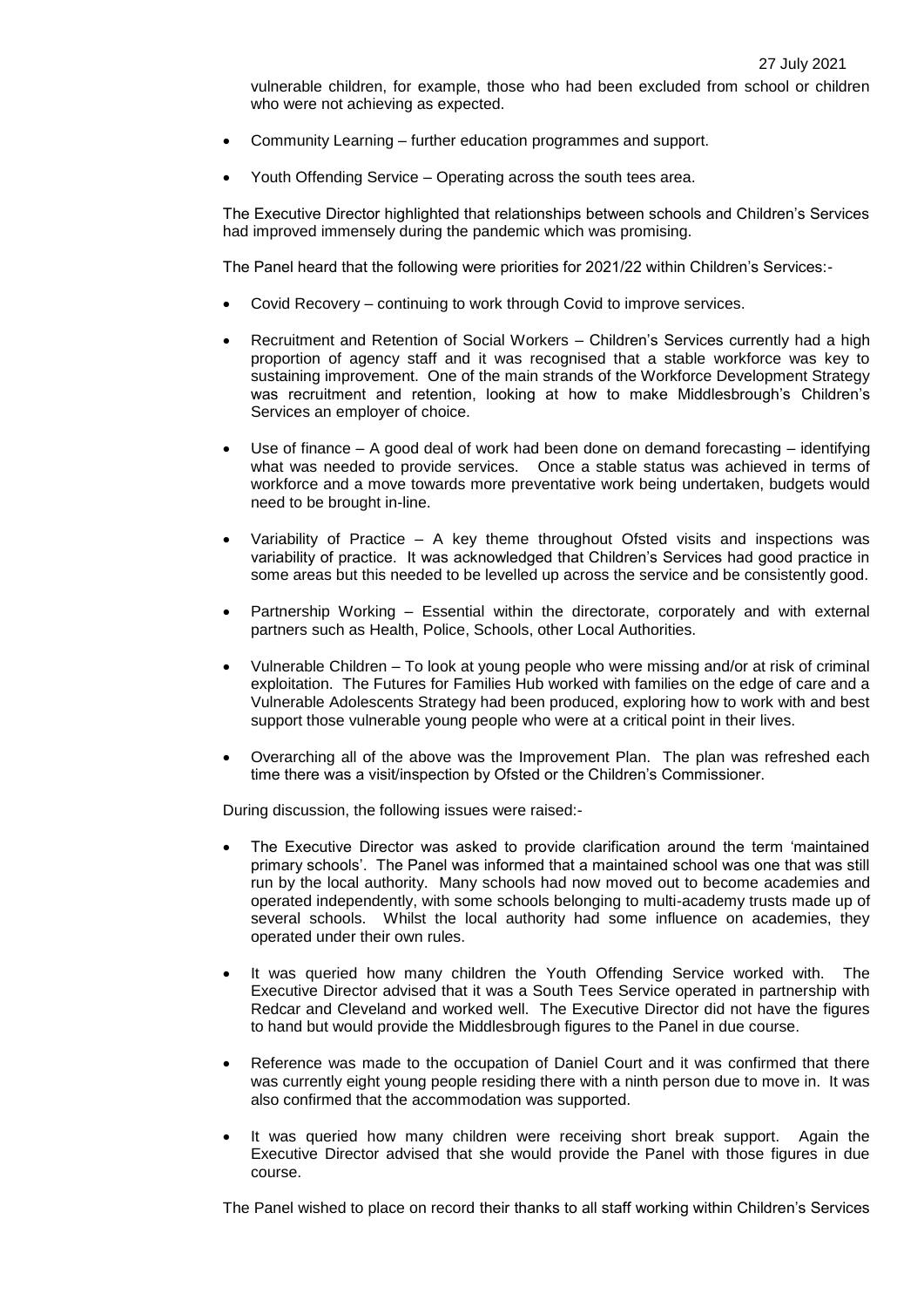vulnerable children, for example, those who had been excluded from school or children who were not achieving as expected.

- Community Learning – further education programmes and support.
- Youth Offending Service – Operating across the south tees area.

The Executive Director highlighted that relationships between schools and Children's Services had improved immensely during the pandemic which was promising.

The Panel heard that the following were priorities for 2021/22 within Children's Services:-

- Covid Recovery – continuing to work through Covid to improve services.
- Recruitment and Retention of Social Workers – Children's Services currently had a high proportion of agency staff and it was recognised that a stable workforce was key to sustaining improvement. One of the main strands of the Workforce Development Strategy was recruitment and retention, looking at how to make Middlesbrough's Children's Services an employer of choice.
- Use of finance – A good deal of work had been done on demand forecasting – identifying what was needed to provide services. Once a stable status was achieved in terms of workforce and a move towards more preventative work being undertaken, budgets would need to be brought in-line.
- Variability of Practice – A key theme throughout Ofsted visits and inspections was variability of practice. It was acknowledged that Children's Services had good practice in some areas but this needed to be levelled up across the service and be consistently good.
- Partnership Working – Essential within the directorate, corporately and with external partners such as Health, Police, Schools, other Local Authorities.
- Vulnerable Children – To look at young people who were missing and/or at risk of criminal exploitation. The Futures for Families Hub worked with families on the edge of care and a Vulnerable Adolescents Strategy had been produced, exploring how to work with and best support those vulnerable young people who were at a critical point in their lives.
- Overarching all of the above was the Improvement Plan. The plan was refreshed each time there was a visit/inspection by Ofsted or the Children's Commissioner.

During discussion, the following issues were raised:-

- The Executive Director was asked to provide clarification around the term 'maintained primary schools'. The Panel was informed that a maintained school was one that was still run by the local authority. Many schools had now moved out to become academies and operated independently, with some schools belonging to multi-academy trusts made up of several schools. Whilst the local authority had some influence on academies, they operated under their own rules.
- It was queried how many children the Youth Offending Service worked with. The Executive Director advised that it was a South Tees Service operated in partnership with Redcar and Cleveland and worked well. The Executive Director did not have the figures to hand but would provide the Middlesbrough figures to the Panel in due course.
- Reference was made to the occupation of Daniel Court and it was confirmed that there was currently eight young people residing there with a ninth person due to move in. It was also confirmed that the accommodation was supported.
- It was queried how many children were receiving short break support. Again the Executive Director advised that she would provide the Panel with those figures in due course.

The Panel wished to place on record their thanks to all staff working within Children's Services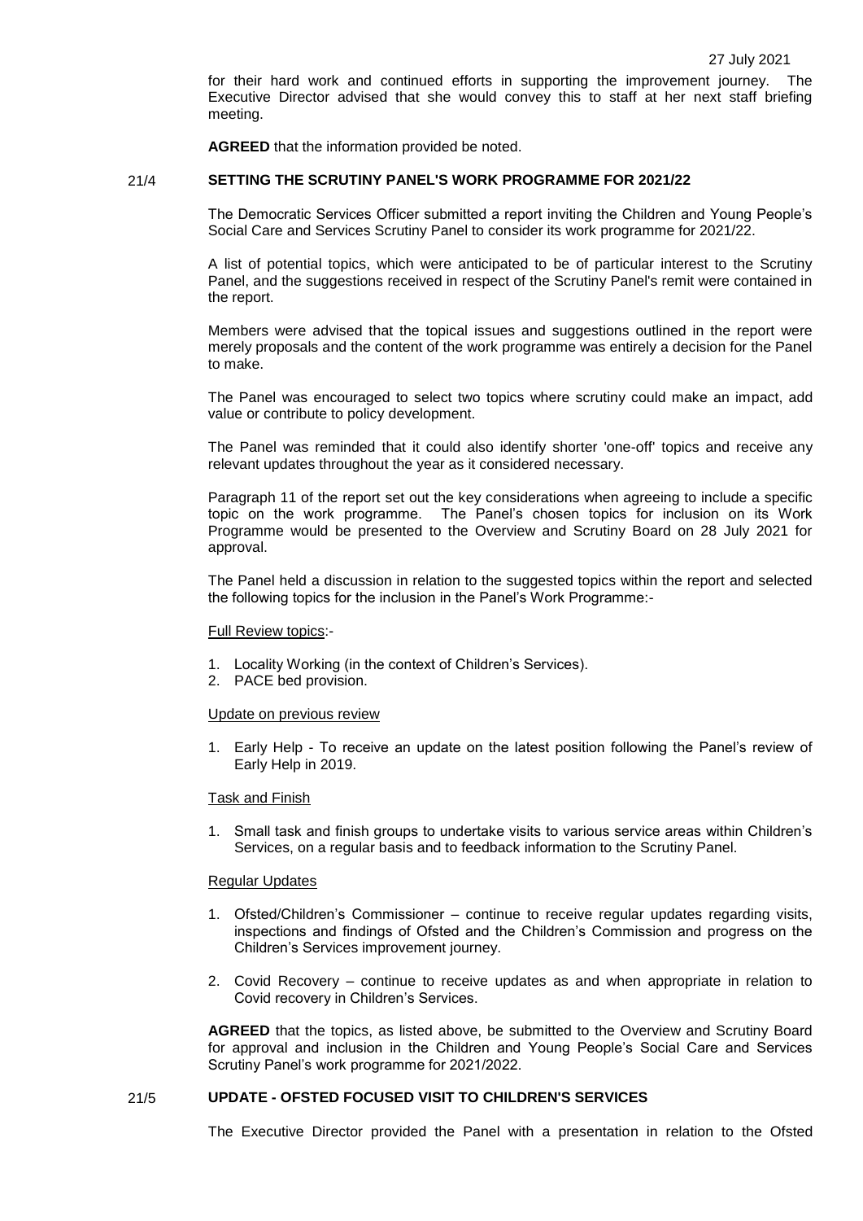for their hard work and continued efforts in supporting the improvement journey. The Executive Director advised that she would convey this to staff at her next staff briefing meeting.

**AGREED** that the information provided be noted.

## 21/4 SETTING THE SCRUTINY PANEL'S WORK PROGRAMME FOR 2021/22

The Democratic Services Officer submitted a report inviting the Children and Young People's Social Care and Services Scrutiny Panel to consider its work programme for 2021/22.

A list of potential topics, which were anticipated to be of particular interest to the Scrutiny Panel, and the suggestions received in respect of the Scrutiny Panel's remit were contained in the report.

Members were advised that the topical issues and suggestions outlined in the report were merely proposals and the content of the work programme was entirely a decision for the Panel to make.

The Panel was encouraged to select two topics where scrutiny could make an impact, add value or contribute to policy development.

The Panel was reminded that it could also identify shorter 'one-off' topics and receive any relevant updates throughout the year as it considered necessary.

Paragraph 11 of the report set out the key considerations when agreeing to include a specific topic on the work programme. The Panel's chosen topics for inclusion on its Work Programme would be presented to the Overview and Scrutiny Board on 28 July 2021 for approval.

The Panel held a discussion in relation to the suggested topics within the report and selected the following topics for the inclusion in the Panel's Work Programme:-

Full Review topics:-

1. Locality Working (in the context of Children's Services).
2. PACE bed provision.

Update on previous review

1. Early Help - To receive an update on the latest position following the Panel's review of Early Help in 2019.

Task and Finish

1. Small task and finish groups to undertake visits to various service areas within Children's Services, on a regular basis and to feedback information to the Scrutiny Panel.

Regular Updates

1. Ofsted/Children's Commissioner – continue to receive regular updates regarding visits, inspections and findings of Ofsted and the Children's Commission and progress on the Children's Services improvement journey.
2. Covid Recovery – continue to receive updates as and when appropriate in relation to Covid recovery in Children's Services.

**AGREED** that the topics, as listed above, be submitted to the Overview and Scrutiny Board for approval and inclusion in the Children and Young People's Social Care and Services Scrutiny Panel's work programme for 2021/2022.

## 21/5 UPDATE - OFSTED FOCUSED VISIT TO CHILDREN'S SERVICES

The Executive Director provided the Panel with a presentation in relation to the Ofsted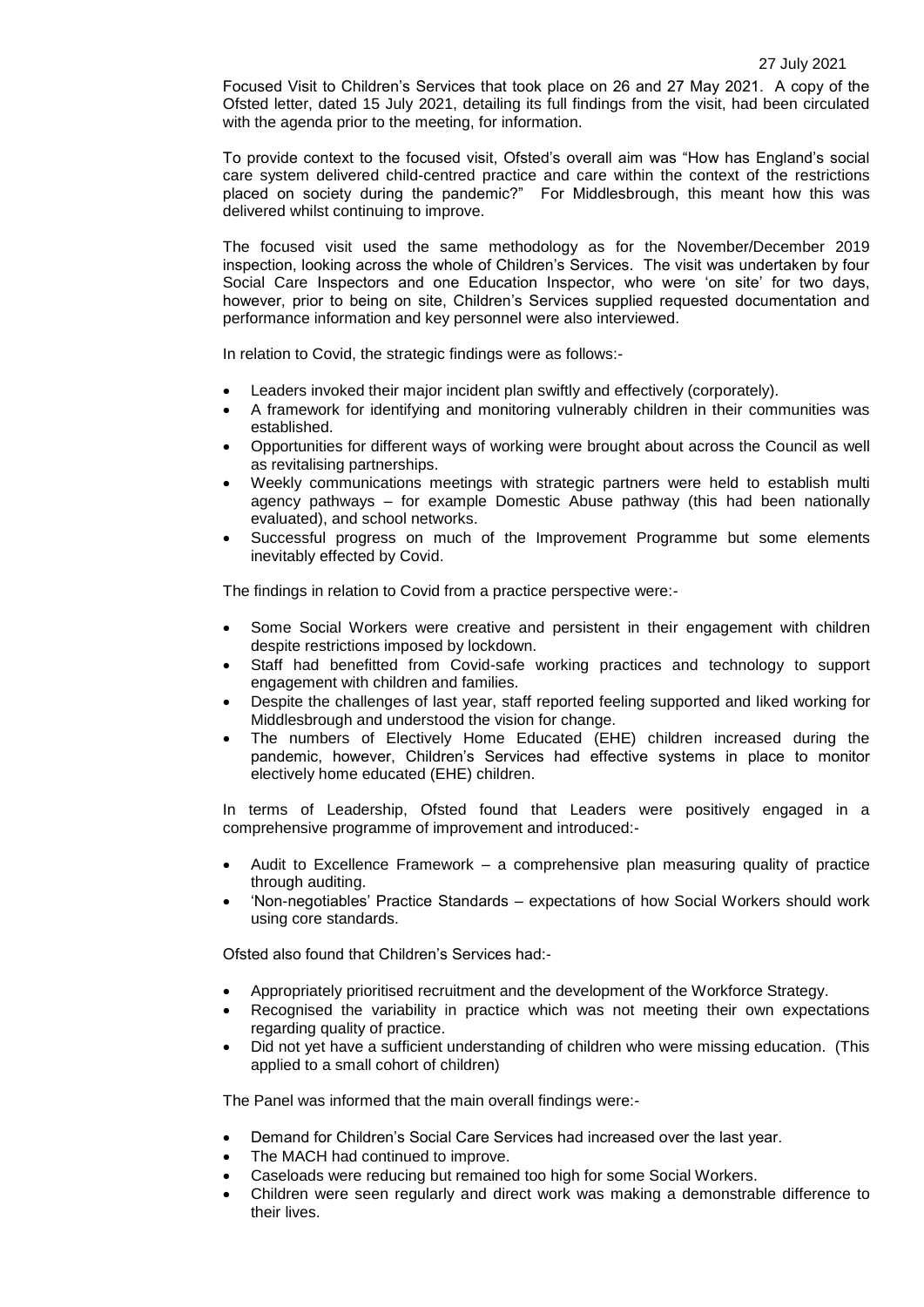Focused Visit to Children's Services that took place on 26 and 27 May 2021. A copy of the Ofsted letter, dated 15 July 2021, detailing its full findings from the visit, had been circulated with the agenda prior to the meeting, for information.

To provide context to the focused visit, Ofsted's overall aim was "How has England's social care system delivered child-centred practice and care within the context of the restrictions placed on society during the pandemic?" For Middlesbrough, this meant how this was delivered whilst continuing to improve.

The focused visit used the same methodology as for the November/December 2019 inspection, looking across the whole of Children's Services. The visit was undertaken by four Social Care Inspectors and one Education Inspector, who were 'on site' for two days, however, prior to being on site, Children's Services supplied requested documentation and performance information and key personnel were also interviewed.

In relation to Covid, the strategic findings were as follows:-

- Leaders invoked their major incident plan swiftly and effectively (corporately).
- A framework for identifying and monitoring vulnerably children in their communities was established.
- Opportunities for different ways of working were brought about across the Council as well as revitalising partnerships.
- Weekly communications meetings with strategic partners were held to establish multi agency pathways – for example Domestic Abuse pathway (this had been nationally evaluated), and school networks.
- Successful progress on much of the Improvement Programme but some elements inevitably effected by Covid.

The findings in relation to Covid from a practice perspective were:-

- Some Social Workers were creative and persistent in their engagement with children despite restrictions imposed by lockdown.
- Staff had benefitted from Covid-safe working practices and technology to support engagement with children and families.
- Despite the challenges of last year, staff reported feeling supported and liked working for Middlesbrough and understood the vision for change.
- The numbers of Electively Home Educated (EHE) children increased during the pandemic, however, Children's Services had effective systems in place to monitor electively home educated (EHE) children.

In terms of Leadership, Ofsted found that Leaders were positively engaged in a comprehensive programme of improvement and introduced:-

- Audit to Excellence Framework – a comprehensive plan measuring quality of practice through auditing.
- 'Non-negotiables' Practice Standards – expectations of how Social Workers should work using core standards.

Ofsted also found that Children's Services had:-

- Appropriately prioritised recruitment and the development of the Workforce Strategy.
- Recognised the variability in practice which was not meeting their own expectations regarding quality of practice.
- Did not yet have a sufficient understanding of children who were missing education. (This applied to a small cohort of children)

The Panel was informed that the main overall findings were:-

- Demand for Children's Social Care Services had increased over the last year.
- The MACH had continued to improve.
- Caseloads were reducing but remained too high for some Social Workers.
- Children were seen regularly and direct work was making a demonstrable difference to their lives.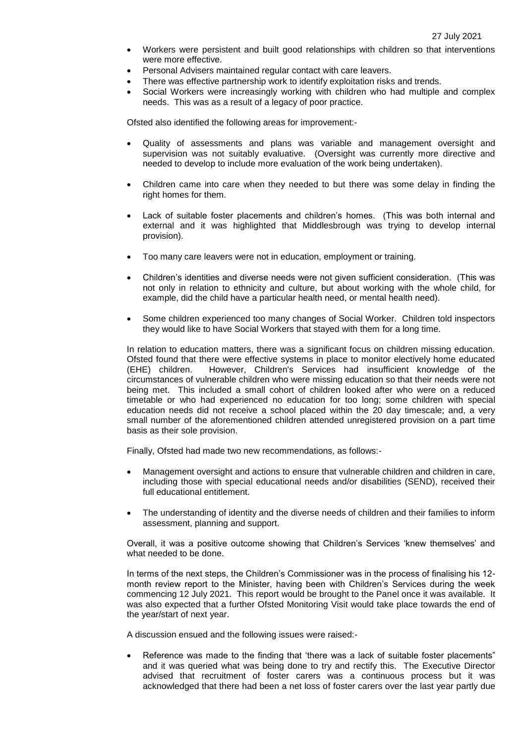- Workers were persistent and built good relationships with children so that interventions were more effective.
- Personal Advisers maintained regular contact with care leavers.
- There was effective partnership work to identify exploitation risks and trends.
- Social Workers were increasingly working with children who had multiple and complex needs. This was as a result of a legacy of poor practice.

Ofsted also identified the following areas for improvement:-

- Quality of assessments and plans was variable and management oversight and supervision was not suitably evaluative. (Oversight was currently more directive and needed to develop to include more evaluation of the work being undertaken).

- Children came into care when they needed to but there was some delay in finding the right homes for them.

- Lack of suitable foster placements and children's homes. (This was both internal and external and it was highlighted that Middlesbrough was trying to develop internal provision).

- Too many care leavers were not in education, employment or training.

- Children's identities and diverse needs were not given sufficient consideration. (This was not only in relation to ethnicity and culture, but about working with the whole child, for example, did the child have a particular health need, or mental health need).

- Some children experienced too many changes of Social Worker. Children told inspectors they would like to have Social Workers that stayed with them for a long time.

In relation to education matters, there was a significant focus on children missing education. Ofsted found that there were effective systems in place to monitor electively home educated (EHE) children. However, Children's Services had insufficient knowledge of the circumstances of vulnerable children who were missing education so that their needs were not being met. This included a small cohort of children looked after who were on a reduced timetable or who had experienced no education for too long; some children with special education needs did not receive a school placed within the 20 day timescale; and, a very small number of the aforementioned children attended unregistered provision on a part time basis as their sole provision.

Finally, Ofsted had made two new recommendations, as follows:-

- Management oversight and actions to ensure that vulnerable children and children in care, including those with special educational needs and/or disabilities (SEND), received their full educational entitlement.

- The understanding of identity and the diverse needs of children and their families to inform assessment, planning and support.

Overall, it was a positive outcome showing that Children's Services 'knew themselves' and what needed to be done.

In terms of the next steps, the Children's Commissioner was in the process of finalising his 12-month review report to the Minister, having been with Children's Services during the week commencing 12 July 2021. This report would be brought to the Panel once it was available. It was also expected that a further Ofsted Monitoring Visit would take place towards the end of the year/start of next year.

A discussion ensued and the following issues were raised:-

- Reference was made to the finding that 'there was a lack of suitable foster placements" and it was queried what was being done to try and rectify this. The Executive Director advised that recruitment of foster carers was a continuous process but it was acknowledged that there had been a net loss of foster carers over the last year partly due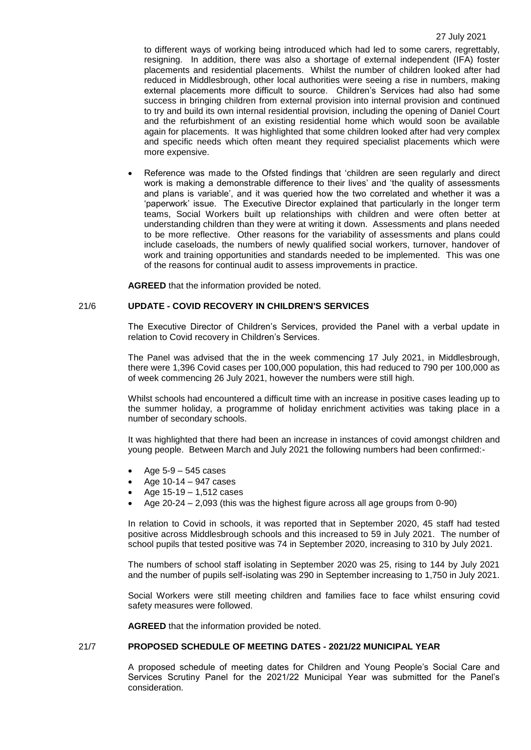to different ways of working being introduced which had led to some carers, regrettably, resigning. In addition, there was also a shortage of external independent (IFA) foster placements and residential placements. Whilst the number of children looked after had reduced in Middlesbrough, other local authorities were seeing a rise in numbers, making external placements more difficult to source. Children's Services had also had some success in bringing children from external provision into internal provision and continued to try and build its own internal residential provision, including the opening of Daniel Court and the refurbishment of an existing residential home which would soon be available again for placements. It was highlighted that some children looked after had very complex and specific needs which often meant they required specialist placements which were more expensive.

- Reference was made to the Ofsted findings that 'children are seen regularly and direct work is making a demonstrable difference to their lives' and 'the quality of assessments and plans is variable', and it was queried how the two correlated and whether it was a 'paperwork' issue. The Executive Director explained that particularly in the longer term teams, Social Workers built up relationships with children and were often better at understanding children than they were at writing it down. Assessments and plans needed to be more reflective. Other reasons for the variability of assessments and plans could include caseloads, the numbers of newly qualified social workers, turnover, handover of work and training opportunities and standards needed to be implemented. This was one of the reasons for continual audit to assess improvements in practice.

**AGREED** that the information provided be noted.

## 21/6 UPDATE - COVID RECOVERY IN CHILDREN'S SERVICES

The Executive Director of Children's Services, provided the Panel with a verbal update in relation to Covid recovery in Children's Services.

The Panel was advised that the in the week commencing 17 July 2021, in Middlesbrough, there were 1,396 Covid cases per 100,000 population, this had reduced to 790 per 100,000 as of week commencing 26 July 2021, however the numbers were still high.

Whilst schools had encountered a difficult time with an increase in positive cases leading up to the summer holiday, a programme of holiday enrichment activities was taking place in a number of secondary schools.

It was highlighted that there had been an increase in instances of covid amongst children and young people. Between March and July 2021 the following numbers had been confirmed:-

- Age 5-9 – 545 cases
- Age 10-14 – 947 cases
- Age 15-19 – 1,512 cases
- Age 20-24 – 2,093 (this was the highest figure across all age groups from 0-90)

In relation to Covid in schools, it was reported that in September 2020, 45 staff had tested positive across Middlesbrough schools and this increased to 59 in July 2021. The number of school pupils that tested positive was 74 in September 2020, increasing to 310 by July 2021.

The numbers of school staff isolating in September 2020 was 25, rising to 144 by July 2021 and the number of pupils self-isolating was 290 in September increasing to 1,750 in July 2021.

Social Workers were still meeting children and families face to face whilst ensuring covid safety measures were followed.

**AGREED** that the information provided be noted.

## 21/7 PROPOSED SCHEDULE OF MEETING DATES - 2021/22 MUNICIPAL YEAR

A proposed schedule of meeting dates for Children and Young People's Social Care and Services Scrutiny Panel for the 2021/22 Municipal Year was submitted for the Panel's consideration.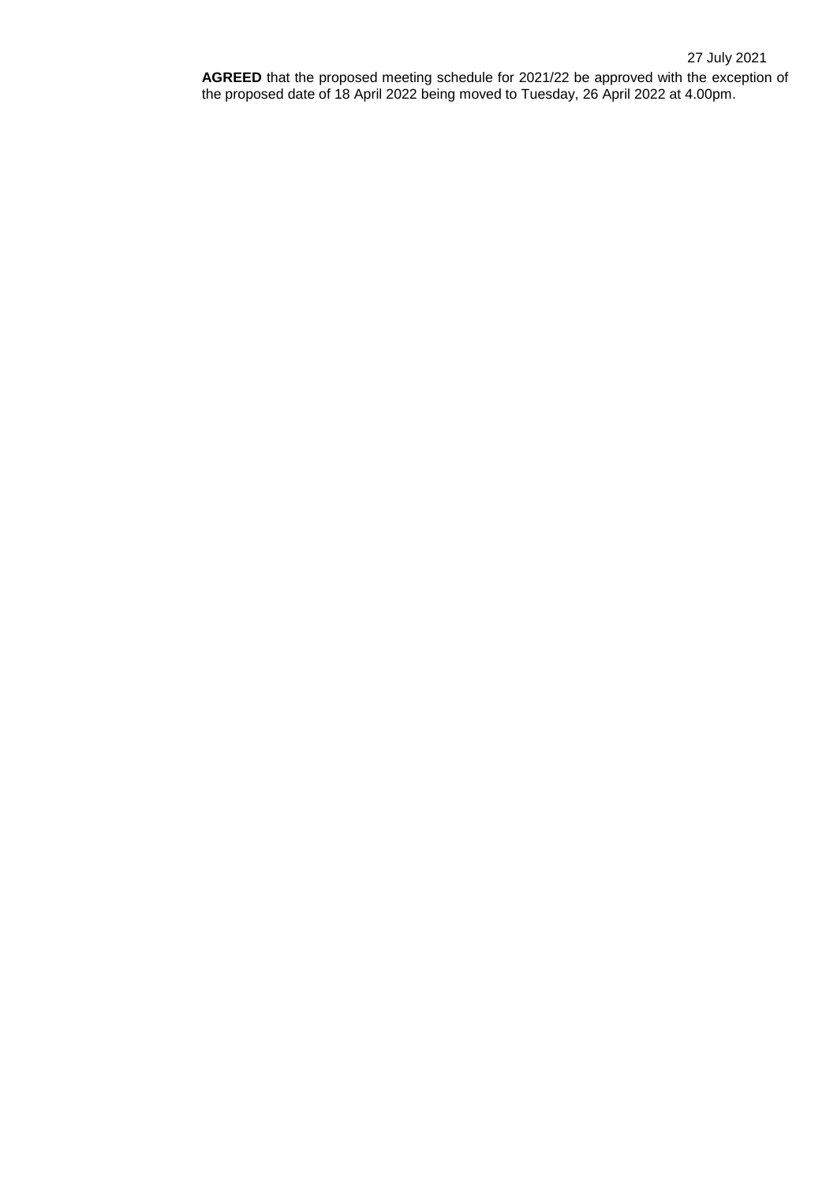**AGREED** that the proposed meeting schedule for 2021/22 be approved with the exception of the proposed date of 18 April 2022 being moved to Tuesday, 26 April 2022 at 4.00pm.